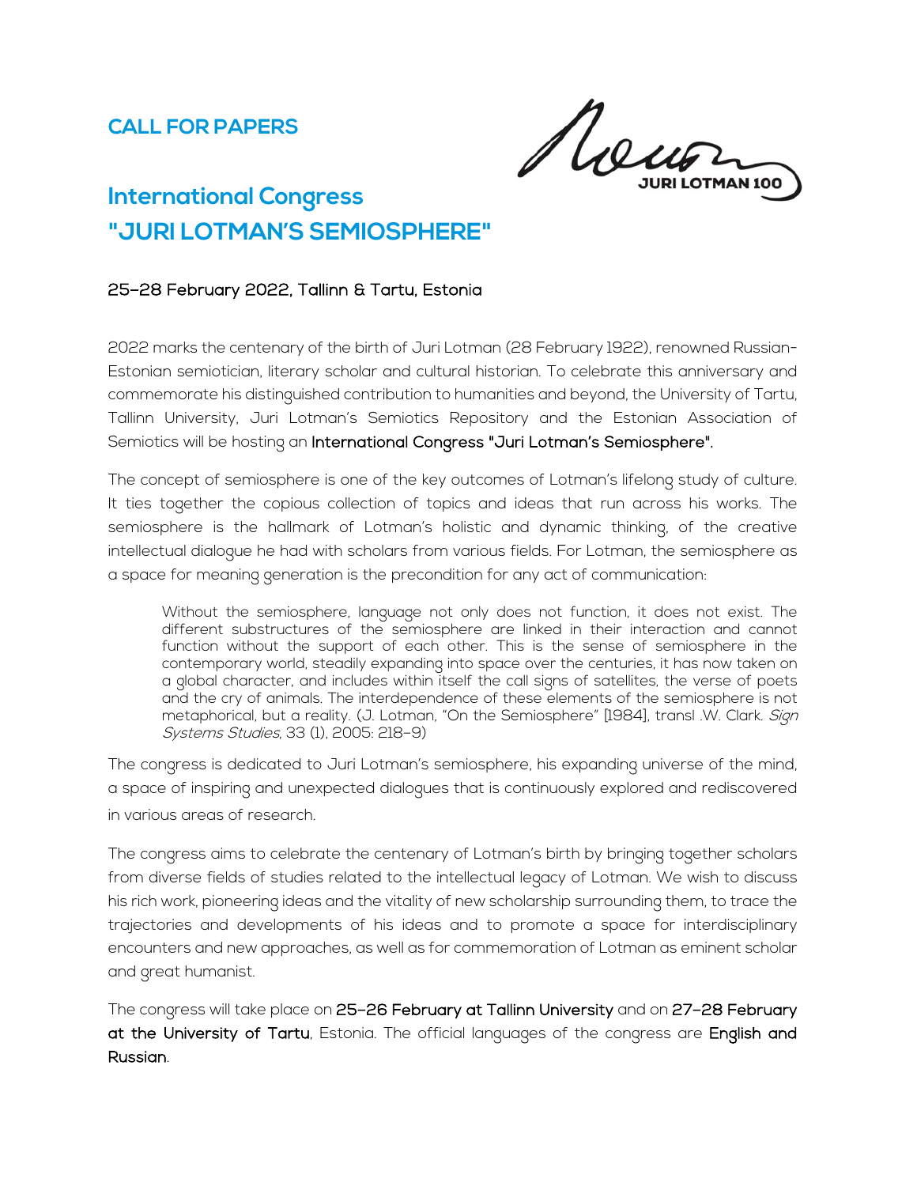**CALL FOR PAPERS**

JURI LOTMAN 100

# International Congress "JURI LOTMAN'S SEMIOSPHERE"

**25–28 February 2022, Tallinn & Tartu, Estonia**

2022 marks the centenary of the birth of Juri Lotman (28 February 1922), renowned Russian-Estonian semiotician, literary scholar and cultural historian. To celebrate this anniversary and commemorate his distinguished contribution to humanities and beyond, the University of Tartu, Tallinn University, Juri Lotman's Semiotics Repository and the Estonian Association of Semiotics will be hosting an **International Congress "Juri Lotman's Semiosphere".**

The concept of semiosphere is one of the key outcomes of Lotman's lifelong study of culture. It ties together the copious collection of topics and ideas that run across his works. The semiosphere is the hallmark of Lotman's holistic and dynamic thinking, of the creative intellectual dialogue he had with scholars from various fields. For Lotman, the semiosphere as a space for meaning generation is the precondition for any act of communication:

> Without the semiosphere, language not only does not function, it does not exist. The different substructures of the semiosphere are linked in their interaction and cannot function without the support of each other. This is the sense of semiosphere in the contemporary world, steadily expanding into space over the centuries, it has now taken on a global character, and includes within itself the call signs of satellites, the verse of poets and the cry of animals. The interdependence of these elements of the semiosphere is not metaphorical, but a reality. (J. Lotman, "On the Semiosphere" [1984], transl .W. Clark. *Sign Systems Studies*, 33 (1), 2005: 218–9)

The congress is dedicated to Juri Lotman's semiosphere, his expanding universe of the mind, a space of inspiring and unexpected dialogues that is continuously explored and rediscovered in various areas of research.

The congress aims to celebrate the centenary of Lotman's birth by bringing together scholars from diverse fields of studies related to the intellectual legacy of Lotman. We wish to discuss his rich work, pioneering ideas and the vitality of new scholarship surrounding them, to trace the trajectories and developments of his ideas and to promote a space for interdisciplinary encounters and new approaches, as well as for commemoration of Lotman as eminent scholar and great humanist.

The congress will take place on **25–26 February at Tallinn University** and on **27–28 February at the University of Tartu**, Estonia. The official languages of the congress are **English and Russian**.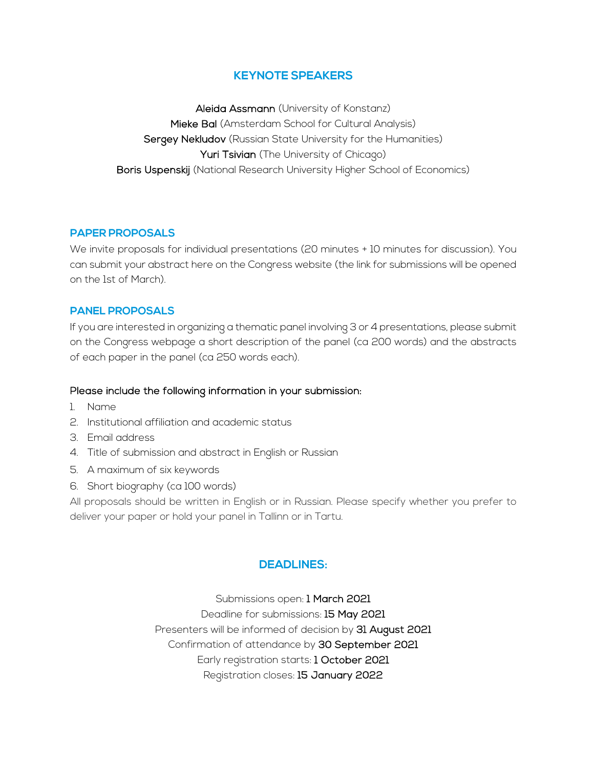## KEYNOTE SPEAKERS

**Aleida Assmann** (University of Konstanz)
**Mieke Bal** (Amsterdam School for Cultural Analysis)
**Sergey Nekludov** (Russian State University for the Humanities)
**Yuri Tsivian** (The University of Chicago)
**Boris Uspenskij** (National Research University Higher School of Economics)

### PAPER PROPOSALS

We invite proposals for individual presentations (20 minutes + 10 minutes for discussion). You can submit your abstract here on the Congress website (the link for submissions will be opened on the 1st of March).

### PANEL PROPOSALS

If you are interested in organizing a thematic panel involving 3 or 4 presentations, please submit on the Congress webpage a short description of the panel (ca 200 words) and the abstracts of each paper in the panel (ca 250 words each).

**Please include the following information in your submission:**

1. Name
2. Institutional affiliation and academic status
3. Email address
4. Title of submission and abstract in English or Russian
5. A maximum of six keywords
6. Short biography (ca 100 words)

All proposals should be written in English or in Russian. Please specify whether you prefer to deliver your paper or hold your panel in Tallinn or in Tartu.

## DEADLINES:

Submissions open: **1 March 2021**
Deadline for submissions: **15 May 2021**
Presenters will be informed of decision by **31 August 2021**
Confirmation of attendance by **30 September 2021**
Early registration starts: **1 October 2021**
Registration closes: **15 January 2022**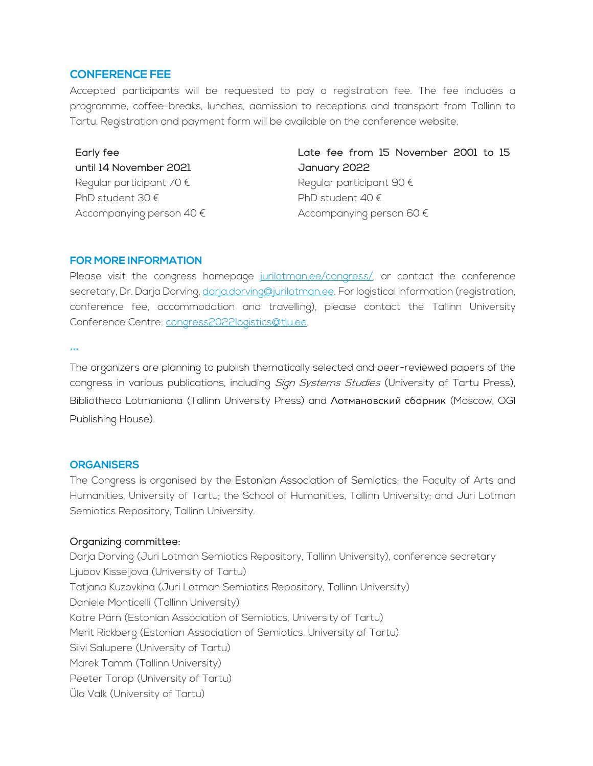## CONFERENCE FEE

Accepted participants will be requested to pay a registration fee. The fee includes a programme, coffee-breaks, lunches, admission to receptions and transport from Tallinn to Tartu. Registration and payment form will be available on the conference website.

**Early fee**
**until 14 November 2021**
Regular participant 70 €
PhD student 30 €
Accompanying person 40 €

**Late fee from 15 November 2001 to 15 January 2022**
Regular participant 90 €
PhD student 40 €
Accompanying person 60 €

## FOR MORE INFORMATION

Please visit the congress homepage [jurilotman.ee/congress/](jurilotman.ee/congress/), or contact the conference secretary, Dr. Darja Dorving, [darja.dorving@jurilotman.ee](mailto:darja.dorving@jurilotman.ee). For logistical information (registration, conference fee, accommodation and travelling), please contact the Tallinn University Conference Centre: [congress2022logistics@tlu.ee](mailto:congress2022logistics@tlu.ee).

***

The organizers are planning to publish thematically selected and peer-reviewed papers of the congress in various publications, including *Sign Systems Studies* (University of Tartu Press), Bibliotheca Lotmaniana (Tallinn University Press) and Лотмановский сборник (Moscow, OGI Publishing House).

## ORGANISERS

The Congress is organised by the Estonian Association of Semiotics; the Faculty of Arts and Humanities, University of Tartu; the School of Humanities, Tallinn University; and Juri Lotman Semiotics Repository, Tallinn University.

**Organizing committee:**

Darja Dorving (Juri Lotman Semiotics Repository, Tallinn University), conference secretary
Ljubov Kisseljova (University of Tartu)
Tatjana Kuzovkina (Juri Lotman Semiotics Repository, Tallinn University)
Daniele Monticelli (Tallinn University)
Katre Pärn (Estonian Association of Semiotics, University of Tartu)
Merit Rickberg (Estonian Association of Semiotics, University of Tartu)
Silvi Salupere (University of Tartu)
Marek Tamm (Tallinn University)
Peeter Torop (University of Tartu)
Ülo Valk (University of Tartu)